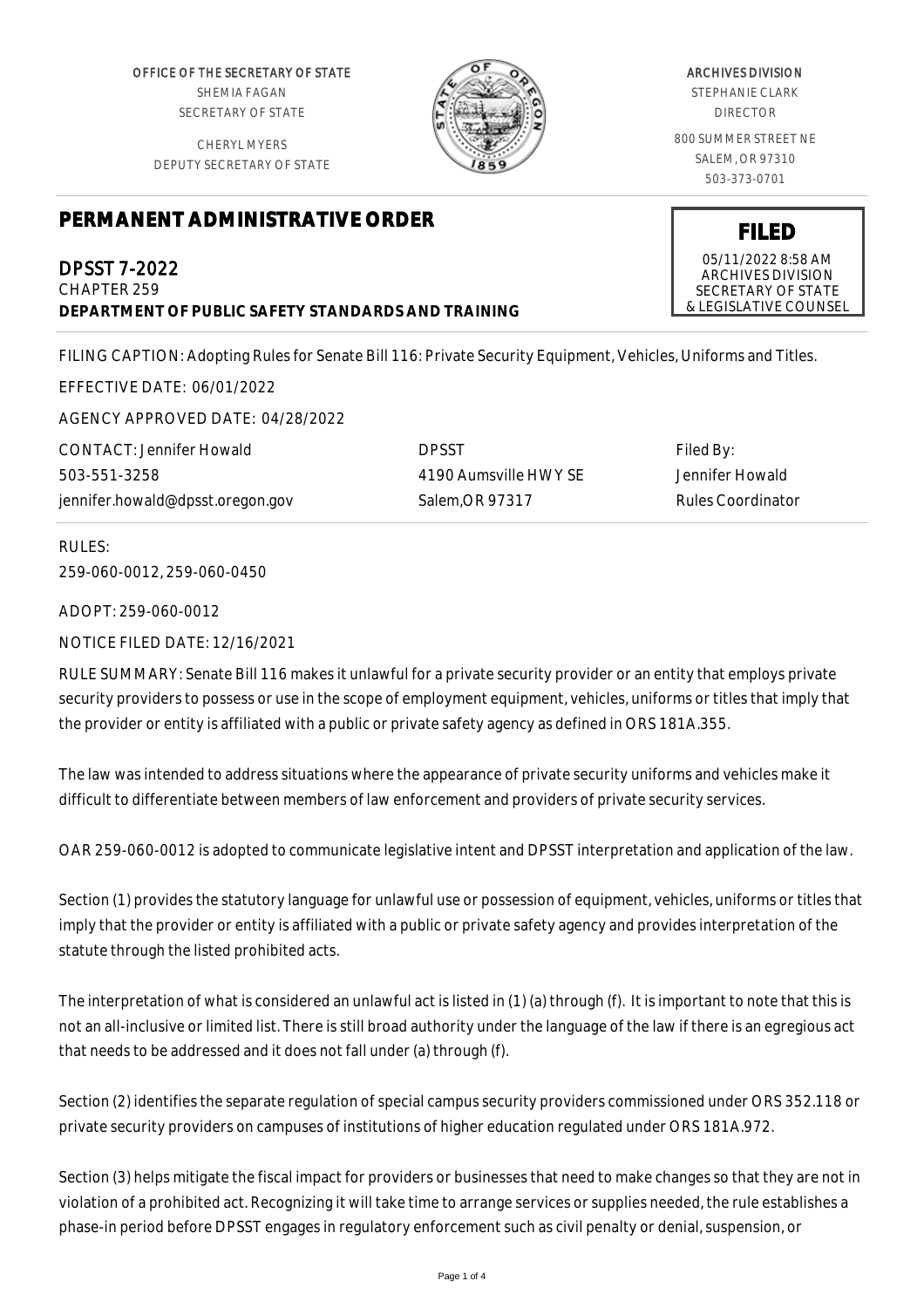OFFICE OF THE SECRETARY OF STATE
SHEMIA FAGAN
SECRETARY OF STATE

CHERYL MYERS
DEPUTY SECRETARY OF STATE

ARCHIVES DIVISION
STEPHANIE CLARK
DIRECTOR

800 SUMMER STREET NE
SALEM, OR 97310
503-373-0701

**FILED**
05/11/2022 8:58 AM
ARCHIVES DIVISION
SECRETARY OF STATE
& LEGISLATIVE COUNSEL

# PERMANENT ADMINISTRATIVE ORDER

## DPSST 7-2022
CHAPTER 259
**DEPARTMENT OF PUBLIC SAFETY STANDARDS AND TRAINING**

FILING CAPTION: Adopting Rules for Senate Bill 116: Private Security Equipment, Vehicles, Uniforms and Titles.

EFFECTIVE DATE: 06/01/2022

AGENCY APPROVED DATE: 04/28/2022

| CONTACT: Jennifer Howald | DPSST | Filed By: |
|---|---|---|
| 503-551-3258 | 4190 Aumsville HWY SE | Jennifer Howald |
| jennifer.howald@dpsst.oregon.gov | Salem,OR 97317 | Rules Coordinator |

RULES:
259-060-0012, 259-060-0450

ADOPT: 259-060-0012

NOTICE FILED DATE: 12/16/2021

RULE SUMMARY: Senate Bill 116 makes it unlawful for a private security provider or an entity that employs private security providers to possess or use in the scope of employment equipment, vehicles, uniforms or titles that imply that the provider or entity is affiliated with a public or private safety agency as defined in ORS 181A.355.

The law was intended to address situations where the appearance of private security uniforms and vehicles make it difficult to differentiate between members of law enforcement and providers of private security services.

OAR 259-060-0012 is adopted to communicate legislative intent and DPSST interpretation and application of the law.

Section (1) provides the statutory language for unlawful use or possession of equipment, vehicles, uniforms or titles that imply that the provider or entity is affiliated with a public or private safety agency and provides interpretation of the statute through the listed prohibited acts.

The interpretation of what is considered an unlawful act is listed in (1) (a) through (f). It is important to note that this is not an all-inclusive or limited list. There is still broad authority under the language of the law if there is an egregious act that needs to be addressed and it does not fall under (a) through (f).

Section (2) identifies the separate regulation of special campus security providers commissioned under ORS 352.118 or private security providers on campuses of institutions of higher education regulated under ORS 181A.972.

Section (3) helps mitigate the fiscal impact for providers or businesses that need to make changes so that they are not in violation of a prohibited act. Recognizing it will take time to arrange services or supplies needed, the rule establishes a phase-in period before DPSST engages in regulatory enforcement such as civil penalty or denial, suspension, or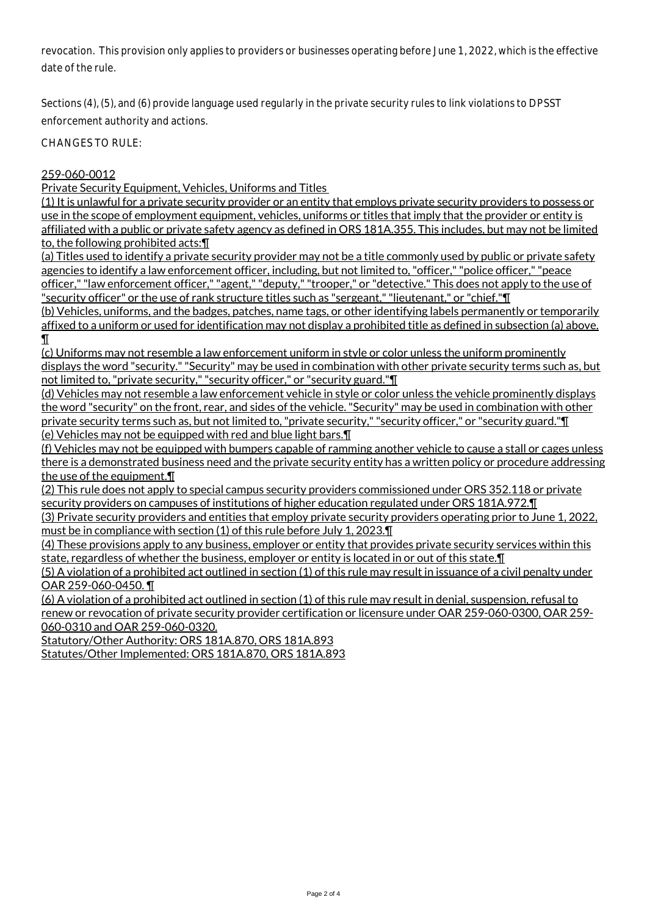revocation. This provision only applies to providers or businesses operating before June 1, 2022, which is the effective date of the rule.

Sections (4), (5), and (6) provide language used regularly in the private security rules to link violations to DPSST enforcement authority and actions.

CHANGES TO RULE:

259-060-0012
Private Security Equipment, Vehicles, Uniforms and Titles
(1) It is unlawful for a private security provider or an entity that employs private security providers to possess or use in the scope of employment equipment, vehicles, uniforms or titles that imply that the provider or entity is affiliated with a public or private safety agency as defined in ORS 181A.355. This includes, but may not be limited to, the following prohibited acts:¶
(a) Titles used to identify a private security provider may not be a title commonly used by public or private safety agencies to identify a law enforcement officer, including, but not limited to, "officer," "police officer," "peace officer," "law enforcement officer," "agent," "deputy," "trooper," or "detective." This does not apply to the use of "security officer" or the use of rank structure titles such as "sergeant," "lieutenant," or "chief."¶
(b) Vehicles, uniforms, and the badges, patches, name tags, or other identifying labels permanently or temporarily affixed to a uniform or used for identification may not display a prohibited title as defined in subsection (a) above.¶
(c) Uniforms may not resemble a law enforcement uniform in style or color unless the uniform prominently displays the word "security." "Security" may be used in combination with other private security terms such as, but not limited to, "private security," "security officer," or "security guard."¶
(d) Vehicles may not resemble a law enforcement vehicle in style or color unless the vehicle prominently displays the word "security" on the front, rear, and sides of the vehicle. "Security" may be used in combination with other private security terms such as, but not limited to, "private security," "security officer," or "security guard."¶
(e) Vehicles may not be equipped with red and blue light bars.¶
(f) Vehicles may not be equipped with bumpers capable of ramming another vehicle to cause a stall or cages unless there is a demonstrated business need and the private security entity has a written policy or procedure addressing the use of the equipment.¶
(2) This rule does not apply to special campus security providers commissioned under ORS 352.118 or private security providers on campuses of institutions of higher education regulated under ORS 181A.972.¶
(3) Private security providers and entities that employ private security providers operating prior to June 1, 2022, must be in compliance with section (1) of this rule before July 1, 2023.¶
(4) These provisions apply to any business, employer or entity that provides private security services within this state, regardless of whether the business, employer or entity is located in or out of this state.¶
(5) A violation of a prohibited act outlined in section (1) of this rule may result in issuance of a civil penalty under OAR 259-060-0450.¶
(6) A violation of a prohibited act outlined in section (1) of this rule may result in denial, suspension, refusal to renew or revocation of private security provider certification or licensure under OAR 259-060-0300, OAR 259-060-0310 and OAR 259-060-0320.
Statutory/Other Authority: ORS 181A.870, ORS 181A.893
Statutes/Other Implemented: ORS 181A.870, ORS 181A.893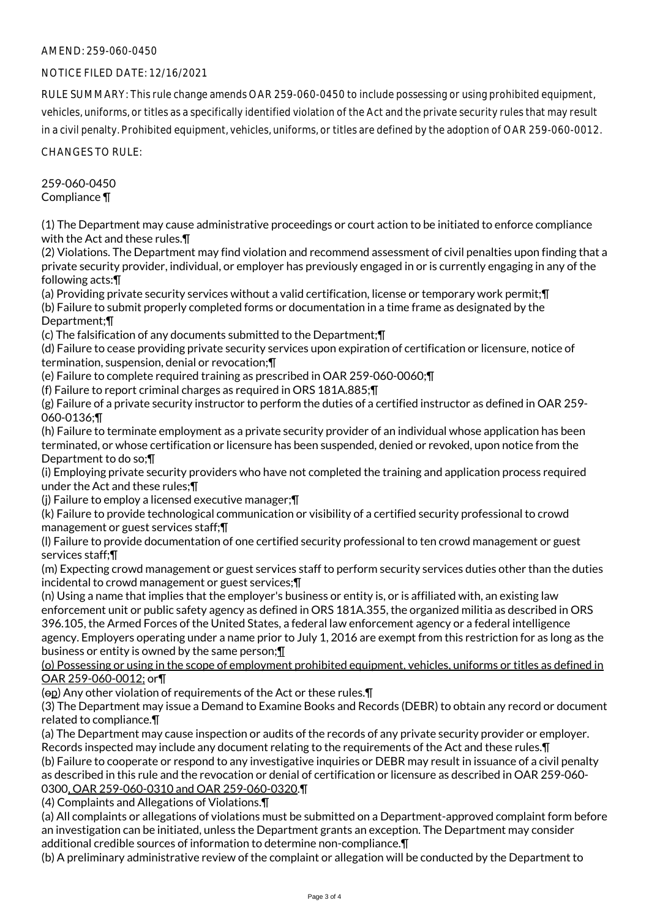AMEND: 259-060-0450

NOTICE FILED DATE: 12/16/2021

RULE SUMMARY: This rule change amends OAR 259-060-0450 to include possessing or using prohibited equipment, vehicles, uniforms, or titles as a specifically identified violation of the Act and the private security rules that may result in a civil penalty. Prohibited equipment, vehicles, uniforms, or titles are defined by the adoption of OAR 259-060-0012.

CHANGES TO RULE:

259-060-0450
Compliance ¶

(1) The Department may cause administrative proceedings or court action to be initiated to enforce compliance with the Act and these rules.¶
(2) Violations. The Department may find violation and recommend assessment of civil penalties upon finding that a private security provider, individual, or employer has previously engaged in or is currently engaging in any of the following acts:¶
(a) Providing private security services without a valid certification, license or temporary work permit;¶
(b) Failure to submit properly completed forms or documentation in a time frame as designated by the Department;¶
(c) The falsification of any documents submitted to the Department;¶
(d) Failure to cease providing private security services upon expiration of certification or licensure, notice of termination, suspension, denial or revocation;¶
(e) Failure to complete required training as prescribed in OAR 259-060-0060;¶
(f) Failure to report criminal charges as required in ORS 181A.885;¶
(g) Failure of a private security instructor to perform the duties of a certified instructor as defined in OAR 259-060-0136;¶
(h) Failure to terminate employment as a private security provider of an individual whose application has been terminated, or whose certification or licensure has been suspended, denied or revoked, upon notice from the Department to do so;¶
(i) Employing private security providers who have not completed the training and application process required under the Act and these rules;¶
(j) Failure to employ a licensed executive manager;¶
(k) Failure to provide technological communication or visibility of a certified security professional to crowd management or guest services staff;¶
(l) Failure to provide documentation of one certified security professional to ten crowd management or guest services staff;¶
(m) Expecting crowd management or guest services staff to perform security services duties other than the duties incidental to crowd management or guest services;¶
(n) Using a name that implies that the employer's business or entity is, or is affiliated with, an existing law enforcement unit or public safety agency as defined in ORS 181A.355, the organized militia as described in ORS 396.105, the Armed Forces of the United States, a federal law enforcement agency or a federal intelligence agency. Employers operating under a name prior to July 1, 2016 are exempt from this restriction for as long as the business or entity is owned by the same person;¶
(o) Possessing or using in the scope of employment prohibited equipment, vehicles, uniforms or titles as defined in OAR 259-060-0012; or¶
(~~o~~p) Any other violation of requirements of the Act or these rules.¶
(3) The Department may issue a Demand to Examine Books and Records (DEBR) to obtain any record or document related to compliance.¶
(a) The Department may cause inspection or audits of the records of any private security provider or employer. Records inspected may include any document relating to the requirements of the Act and these rules.¶
(b) Failure to cooperate or respond to any investigative inquiries or DEBR may result in issuance of a civil penalty as described in this rule and the revocation or denial of certification or licensure as described in OAR 259-060-0300, OAR 259-060-0310 and OAR 259-060-0320.¶
(4) Complaints and Allegations of Violations.¶
(a) All complaints or allegations of violations must be submitted on a Department-approved complaint form before an investigation can be initiated, unless the Department grants an exception. The Department may consider additional credible sources of information to determine non-compliance.¶
(b) A preliminary administrative review of the complaint or allegation will be conducted by the Department to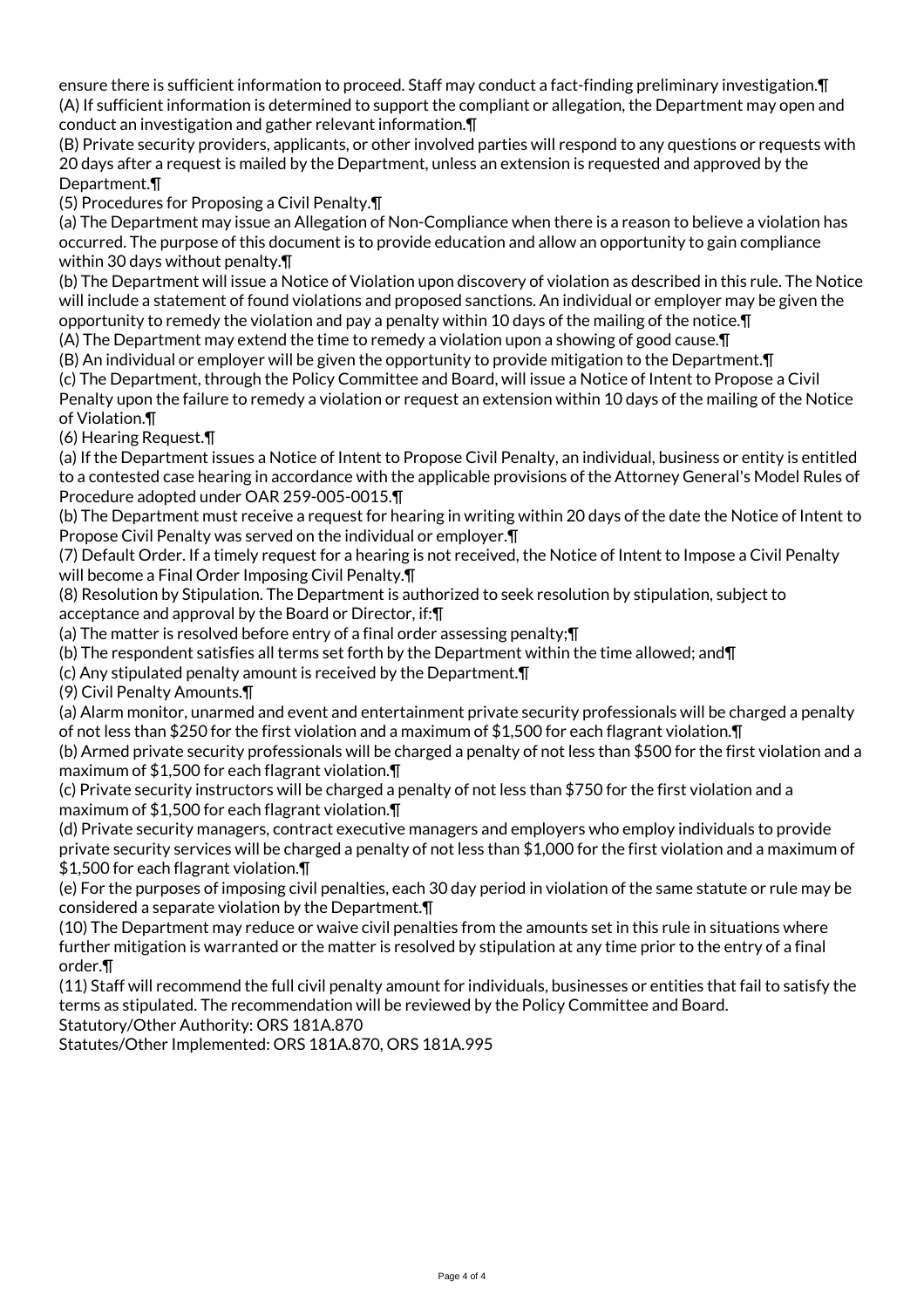ensure there is sufficient information to proceed. Staff may conduct a fact-finding preliminary investigation.¶
(A) If sufficient information is determined to support the compliant or allegation, the Department may open and conduct an investigation and gather relevant information.¶
(B) Private security providers, applicants, or other involved parties will respond to any questions or requests with 20 days after a request is mailed by the Department, unless an extension is requested and approved by the Department.¶
(5) Procedures for Proposing a Civil Penalty.¶
(a) The Department may issue an Allegation of Non-Compliance when there is a reason to believe a violation has occurred. The purpose of this document is to provide education and allow an opportunity to gain compliance within 30 days without penalty.¶
(b) The Department will issue a Notice of Violation upon discovery of violation as described in this rule. The Notice will include a statement of found violations and proposed sanctions. An individual or employer may be given the opportunity to remedy the violation and pay a penalty within 10 days of the mailing of the notice.¶
(A) The Department may extend the time to remedy a violation upon a showing of good cause.¶
(B) An individual or employer will be given the opportunity to provide mitigation to the Department.¶
(c) The Department, through the Policy Committee and Board, will issue a Notice of Intent to Propose a Civil Penalty upon the failure to remedy a violation or request an extension within 10 days of the mailing of the Notice of Violation.¶
(6) Hearing Request.¶
(a) If the Department issues a Notice of Intent to Propose Civil Penalty, an individual, business or entity is entitled to a contested case hearing in accordance with the applicable provisions of the Attorney General's Model Rules of Procedure adopted under OAR 259-005-0015.¶
(b) The Department must receive a request for hearing in writing within 20 days of the date the Notice of Intent to Propose Civil Penalty was served on the individual or employer.¶
(7) Default Order. If a timely request for a hearing is not received, the Notice of Intent to Impose a Civil Penalty will become a Final Order Imposing Civil Penalty.¶
(8) Resolution by Stipulation. The Department is authorized to seek resolution by stipulation, subject to acceptance and approval by the Board or Director, if:¶
(a) The matter is resolved before entry of a final order assessing penalty;¶
(b) The respondent satisfies all terms set forth by the Department within the time allowed; and¶
(c) Any stipulated penalty amount is received by the Department.¶
(9) Civil Penalty Amounts.¶
(a) Alarm monitor, unarmed and event and entertainment private security professionals will be charged a penalty of not less than $250 for the first violation and a maximum of $1,500 for each flagrant violation.¶
(b) Armed private security professionals will be charged a penalty of not less than $500 for the first violation and a maximum of $1,500 for each flagrant violation.¶
(c) Private security instructors will be charged a penalty of not less than $750 for the first violation and a maximum of $1,500 for each flagrant violation.¶
(d) Private security managers, contract executive managers and employers who employ individuals to provide private security services will be charged a penalty of not less than $1,000 for the first violation and a maximum of $1,500 for each flagrant violation.¶
(e) For the purposes of imposing civil penalties, each 30 day period in violation of the same statute or rule may be considered a separate violation by the Department.¶
(10) The Department may reduce or waive civil penalties from the amounts set in this rule in situations where further mitigation is warranted or the matter is resolved by stipulation at any time prior to the entry of a final order.¶
(11) Staff will recommend the full civil penalty amount for individuals, businesses or entities that fail to satisfy the terms as stipulated. The recommendation will be reviewed by the Policy Committee and Board.
Statutory/Other Authority: ORS 181A.870
Statutes/Other Implemented: ORS 181A.870, ORS 181A.995